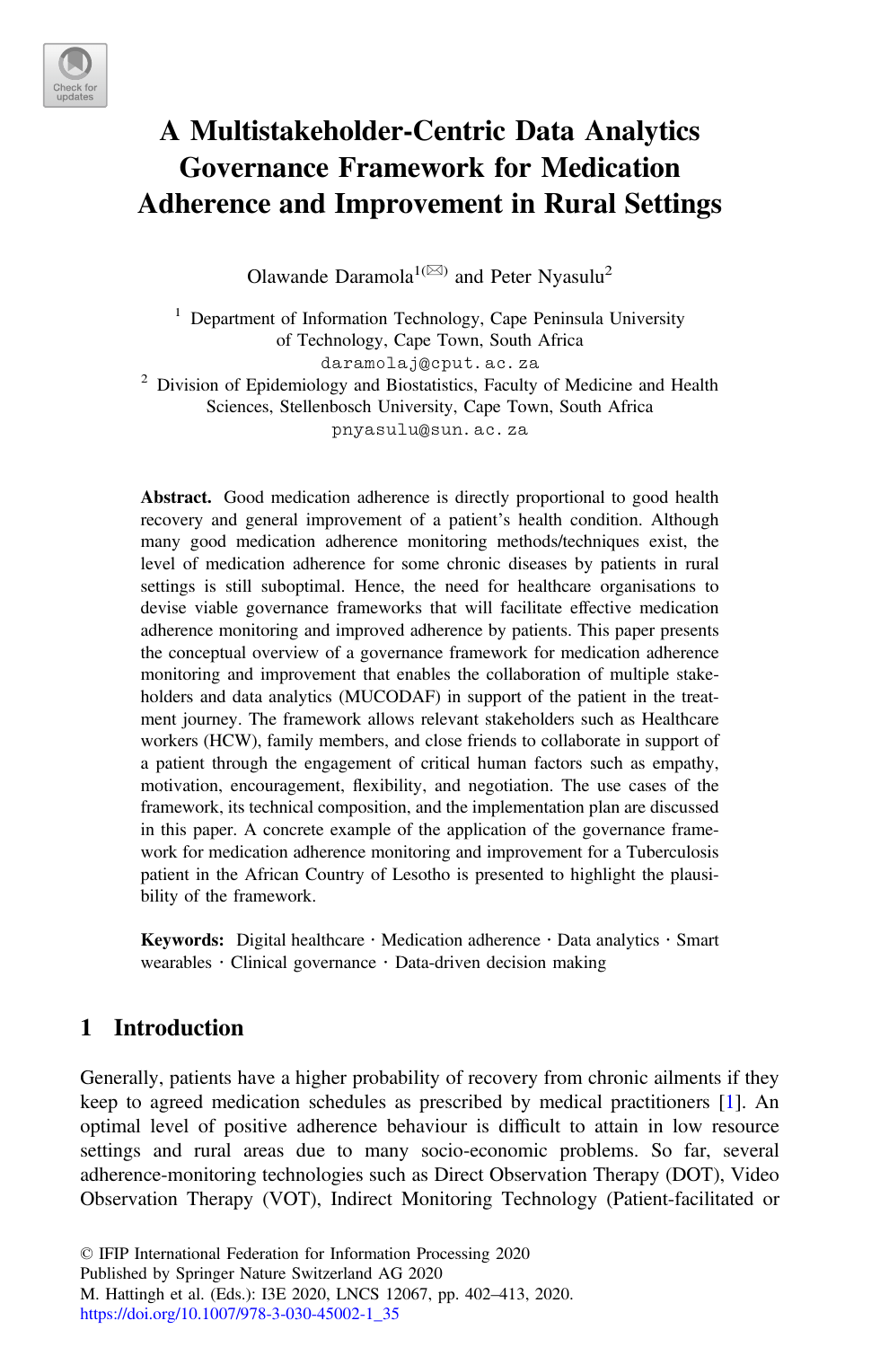# A Multistakeholder-Centric Data Analytics Governance Framework for Medication Adherence and Improvement in Rural Settings

Olawande Daramola[1] and Peter Nyasulu[2]

[1] Department of Information Technology, Cape Peninsula University of Technology, Cape Town, South Africa
daramolaj@cput.ac.za

[2] Division of Epidemiology and Biostatistics, Faculty of Medicine and Health Sciences, Stellenbosch University, Cape Town, South Africa
pnyasulu@sun.ac.za

**Abstract.** Good medication adherence is directly proportional to good health recovery and general improvement of a patient's health condition. Although many good medication adherence monitoring methods/techniques exist, the level of medication adherence for some chronic diseases by patients in rural settings is still suboptimal. Hence, the need for healthcare organisations to devise viable governance frameworks that will facilitate effective medication adherence monitoring and improved adherence by patients. This paper presents the conceptual overview of a governance framework for medication adherence monitoring and improvement that enables the collaboration of multiple stakeholders and data analytics (MUCODAF) in support of the patient in the treatment journey. The framework allows relevant stakeholders such as Healthcare workers (HCW), family members, and close friends to collaborate in support of a patient through the engagement of critical human factors such as empathy, motivation, encouragement, flexibility, and negotiation. The use cases of the framework, its technical composition, and the implementation plan are discussed in this paper. A concrete example of the application of the governance framework for medication adherence monitoring and improvement for a Tuberculosis patient in the African Country of Lesotho is presented to highlight the plausibility of the framework.

**Keywords:** Digital healthcare · Medication adherence · Data analytics · Smart wearables · Clinical governance · Data-driven decision making

## 1 Introduction

Generally, patients have a higher probability of recovery from chronic ailments if they keep to agreed medication schedules as prescribed by medical practitioners [1]. An optimal level of positive adherence behaviour is difficult to attain in low resource settings and rural areas due to many socio-economic problems. So far, several adherence-monitoring technologies such as Direct Observation Therapy (DOT), Video Observation Therapy (VOT), Indirect Monitoring Technology (Patient-facilitated or

© IFIP International Federation for Information Processing 2020
Published by Springer Nature Switzerland AG 2020
M. Hattingh et al. (Eds.): I3E 2020, LNCS 12067, pp. 402–413, 2020.
https://doi.org/10.1007/978-3-030-45002-1_35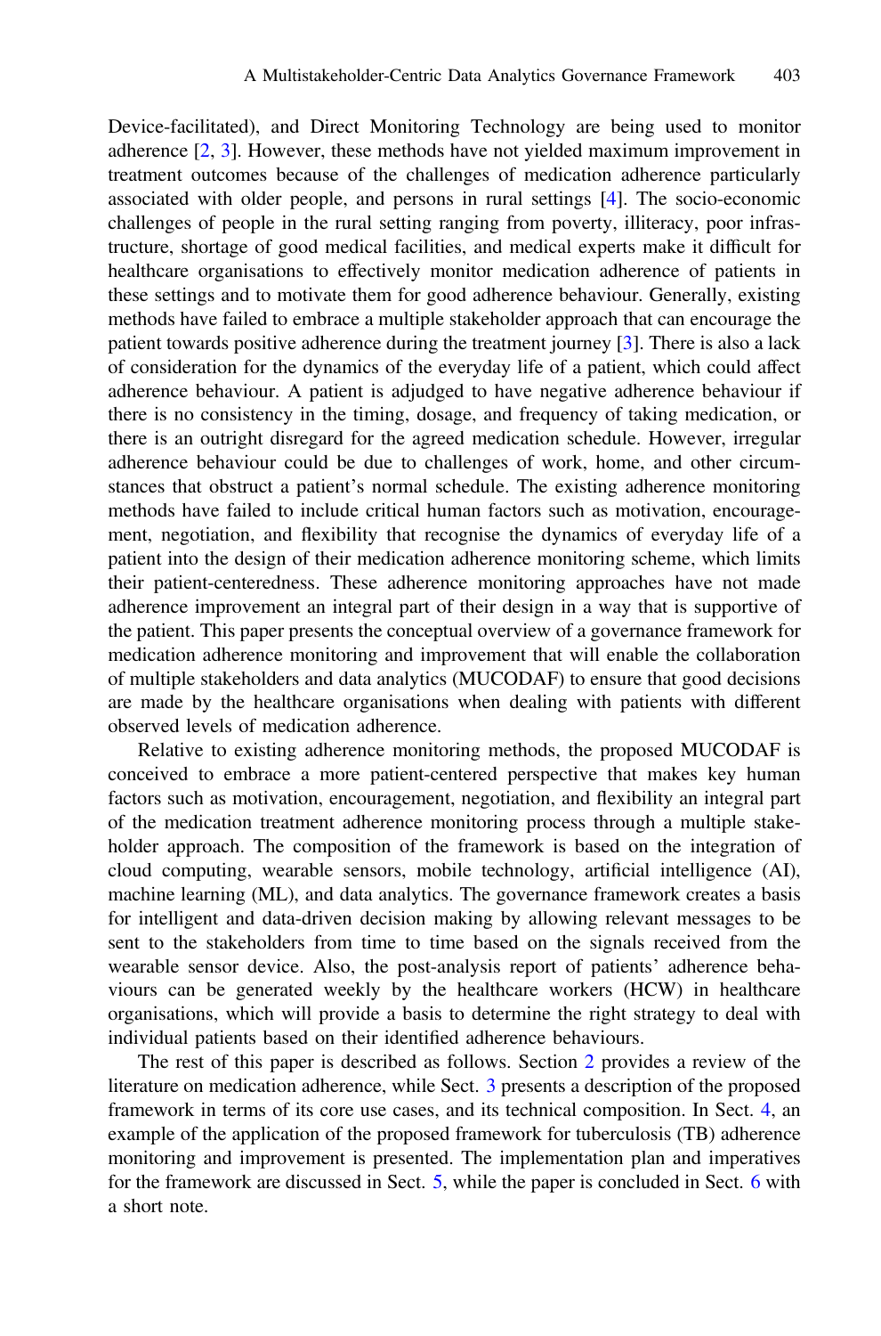Device-facilitated), and Direct Monitoring Technology are being used to monitor adherence [2, 3]. However, these methods have not yielded maximum improvement in treatment outcomes because of the challenges of medication adherence particularly associated with older people, and persons in rural settings [4]. The socio-economic challenges of people in the rural setting ranging from poverty, illiteracy, poor infrastructure, shortage of good medical facilities, and medical experts make it difficult for healthcare organisations to effectively monitor medication adherence of patients in these settings and to motivate them for good adherence behaviour. Generally, existing methods have failed to embrace a multiple stakeholder approach that can encourage the patient towards positive adherence during the treatment journey [3]. There is also a lack of consideration for the dynamics of the everyday life of a patient, which could affect adherence behaviour. A patient is adjudged to have negative adherence behaviour if there is no consistency in the timing, dosage, and frequency of taking medication, or there is an outright disregard for the agreed medication schedule. However, irregular adherence behaviour could be due to challenges of work, home, and other circumstances that obstruct a patient's normal schedule. The existing adherence monitoring methods have failed to include critical human factors such as motivation, encouragement, negotiation, and flexibility that recognise the dynamics of everyday life of a patient into the design of their medication adherence monitoring scheme, which limits their patient-centeredness. These adherence monitoring approaches have not made adherence improvement an integral part of their design in a way that is supportive of the patient. This paper presents the conceptual overview of a governance framework for medication adherence monitoring and improvement that will enable the collaboration of multiple stakeholders and data analytics (MUCODAF) to ensure that good decisions are made by the healthcare organisations when dealing with patients with different observed levels of medication adherence.

Relative to existing adherence monitoring methods, the proposed MUCODAF is conceived to embrace a more patient-centered perspective that makes key human factors such as motivation, encouragement, negotiation, and flexibility an integral part of the medication treatment adherence monitoring process through a multiple stakeholder approach. The composition of the framework is based on the integration of cloud computing, wearable sensors, mobile technology, artificial intelligence (AI), machine learning (ML), and data analytics. The governance framework creates a basis for intelligent and data-driven decision making by allowing relevant messages to be sent to the stakeholders from time to time based on the signals received from the wearable sensor device. Also, the post-analysis report of patients' adherence behaviours can be generated weekly by the healthcare workers (HCW) in healthcare organisations, which will provide a basis to determine the right strategy to deal with individual patients based on their identified adherence behaviours.

The rest of this paper is described as follows. Section 2 provides a review of the literature on medication adherence, while Sect. 3 presents a description of the proposed framework in terms of its core use cases, and its technical composition. In Sect. 4, an example of the application of the proposed framework for tuberculosis (TB) adherence monitoring and improvement is presented. The implementation plan and imperatives for the framework are discussed in Sect. 5, while the paper is concluded in Sect. 6 with a short note.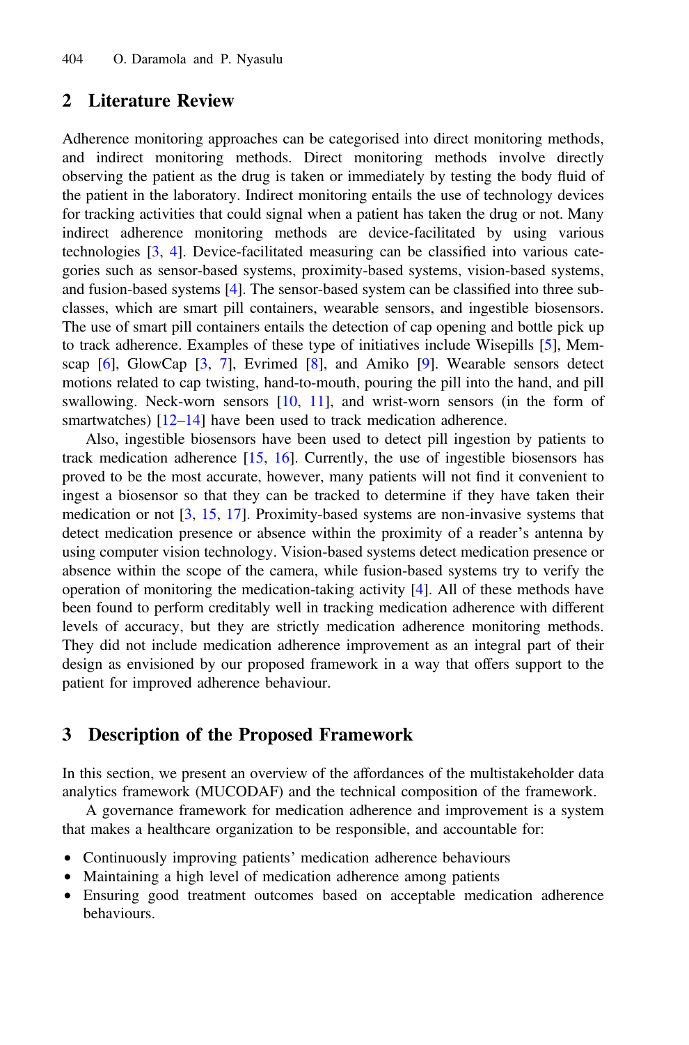## 2 Literature Review

Adherence monitoring approaches can be categorised into direct monitoring methods, and indirect monitoring methods. Direct monitoring methods involve directly observing the patient as the drug is taken or immediately by testing the body fluid of the patient in the laboratory. Indirect monitoring entails the use of technology devices for tracking activities that could signal when a patient has taken the drug or not. Many indirect adherence monitoring methods are device-facilitated by using various technologies [3, 4]. Device-facilitated measuring can be classified into various categories such as sensor-based systems, proximity-based systems, vision-based systems, and fusion-based systems [4]. The sensor-based system can be classified into three subclasses, which are smart pill containers, wearable sensors, and ingestible biosensors. The use of smart pill containers entails the detection of cap opening and bottle pick up to track adherence. Examples of these type of initiatives include Wisepills [5], Memscap [6], GlowCap [3, 7], Evrimed [8], and Amiko [9]. Wearable sensors detect motions related to cap twisting, hand-to-mouth, pouring the pill into the hand, and pill swallowing. Neck-worn sensors [10, 11], and wrist-worn sensors (in the form of smartwatches) [12–14] have been used to track medication adherence.

Also, ingestible biosensors have been used to detect pill ingestion by patients to track medication adherence [15, 16]. Currently, the use of ingestible biosensors has proved to be the most accurate, however, many patients will not find it convenient to ingest a biosensor so that they can be tracked to determine if they have taken their medication or not [3, 15, 17]. Proximity-based systems are non-invasive systems that detect medication presence or absence within the proximity of a reader's antenna by using computer vision technology. Vision-based systems detect medication presence or absence within the scope of the camera, while fusion-based systems try to verify the operation of monitoring the medication-taking activity [4]. All of these methods have been found to perform creditably well in tracking medication adherence with different levels of accuracy, but they are strictly medication adherence monitoring methods. They did not include medication adherence improvement as an integral part of their design as envisioned by our proposed framework in a way that offers support to the patient for improved adherence behaviour.

## 3 Description of the Proposed Framework

In this section, we present an overview of the affordances of the multistakeholder data analytics framework (MUCODAF) and the technical composition of the framework.

A governance framework for medication adherence and improvement is a system that makes a healthcare organization to be responsible, and accountable for:

- Continuously improving patients' medication adherence behaviours
- Maintaining a high level of medication adherence among patients
- Ensuring good treatment outcomes based on acceptable medication adherence behaviours.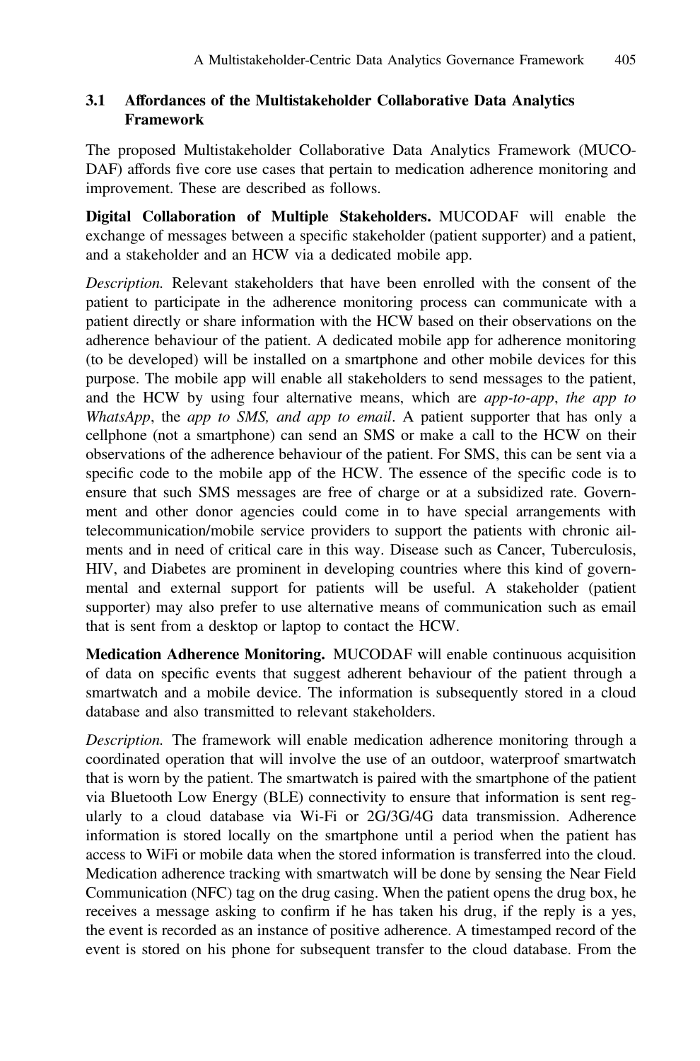### 3.1 Affordances of the Multistakeholder Collaborative Data Analytics Framework

The proposed Multistakeholder Collaborative Data Analytics Framework (MUCODAF) affords five core use cases that pertain to medication adherence monitoring and improvement. These are described as follows.

**Digital Collaboration of Multiple Stakeholders.** MUCODAF will enable the exchange of messages between a specific stakeholder (patient supporter) and a patient, and a stakeholder and an HCW via a dedicated mobile app.

*Description.* Relevant stakeholders that have been enrolled with the consent of the patient to participate in the adherence monitoring process can communicate with a patient directly or share information with the HCW based on their observations on the adherence behaviour of the patient. A dedicated mobile app for adherence monitoring (to be developed) will be installed on a smartphone and other mobile devices for this purpose. The mobile app will enable all stakeholders to send messages to the patient, and the HCW by using four alternative means, which are *app-to-app*, *the app to WhatsApp*, the *app to SMS, and app to email*. A patient supporter that has only a cellphone (not a smartphone) can send an SMS or make a call to the HCW on their observations of the adherence behaviour of the patient. For SMS, this can be sent via a specific code to the mobile app of the HCW. The essence of the specific code is to ensure that such SMS messages are free of charge or at a subsidized rate. Government and other donor agencies could come in to have special arrangements with telecommunication/mobile service providers to support the patients with chronic ailments and in need of critical care in this way. Disease such as Cancer, Tuberculosis, HIV, and Diabetes are prominent in developing countries where this kind of governmental and external support for patients will be useful. A stakeholder (patient supporter) may also prefer to use alternative means of communication such as email that is sent from a desktop or laptop to contact the HCW.

**Medication Adherence Monitoring.** MUCODAF will enable continuous acquisition of data on specific events that suggest adherent behaviour of the patient through a smartwatch and a mobile device. The information is subsequently stored in a cloud database and also transmitted to relevant stakeholders.

*Description.* The framework will enable medication adherence monitoring through a coordinated operation that will involve the use of an outdoor, waterproof smartwatch that is worn by the patient. The smartwatch is paired with the smartphone of the patient via Bluetooth Low Energy (BLE) connectivity to ensure that information is sent regularly to a cloud database via Wi-Fi or 2G/3G/4G data transmission. Adherence information is stored locally on the smartphone until a period when the patient has access to WiFi or mobile data when the stored information is transferred into the cloud. Medication adherence tracking with smartwatch will be done by sensing the Near Field Communication (NFC) tag on the drug casing. When the patient opens the drug box, he receives a message asking to confirm if he has taken his drug, if the reply is a yes, the event is recorded as an instance of positive adherence. A timestamped record of the event is stored on his phone for subsequent transfer to the cloud database. From the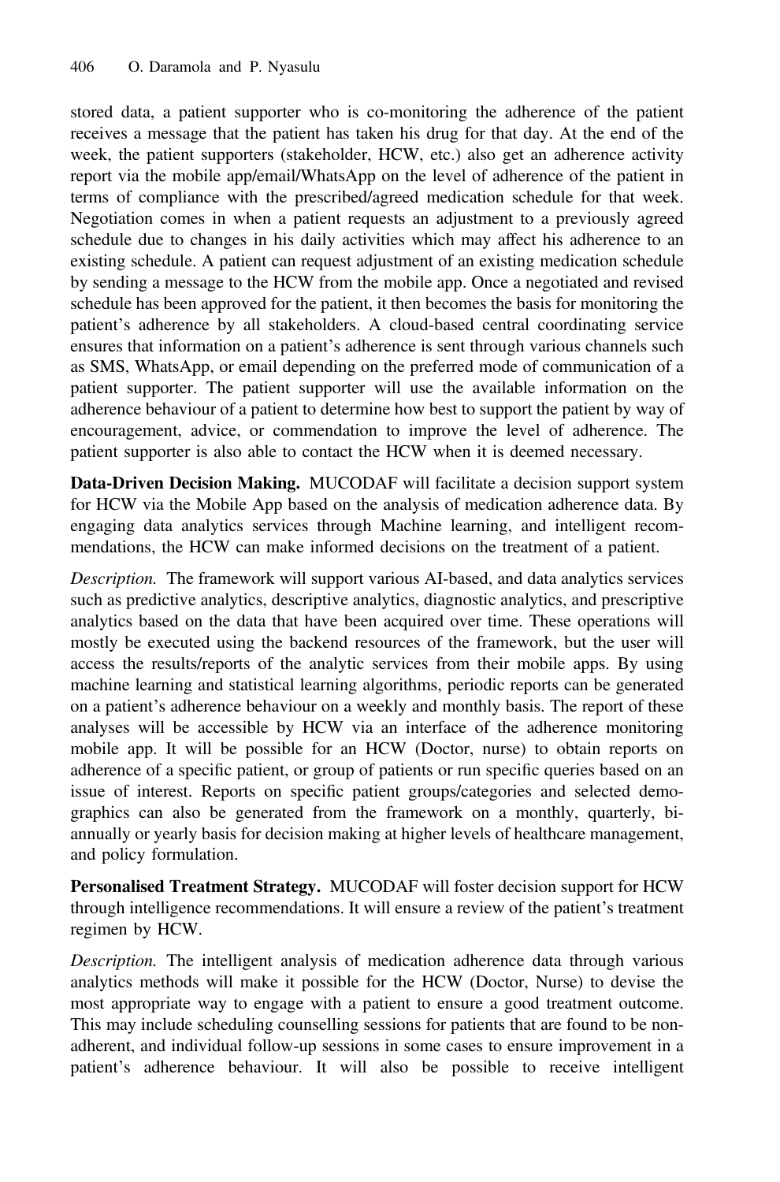stored data, a patient supporter who is co-monitoring the adherence of the patient receives a message that the patient has taken his drug for that day. At the end of the week, the patient supporters (stakeholder, HCW, etc.) also get an adherence activity report via the mobile app/email/WhatsApp on the level of adherence of the patient in terms of compliance with the prescribed/agreed medication schedule for that week. Negotiation comes in when a patient requests an adjustment to a previously agreed schedule due to changes in his daily activities which may affect his adherence to an existing schedule. A patient can request adjustment of an existing medication schedule by sending a message to the HCW from the mobile app. Once a negotiated and revised schedule has been approved for the patient, it then becomes the basis for monitoring the patient's adherence by all stakeholders. A cloud-based central coordinating service ensures that information on a patient's adherence is sent through various channels such as SMS, WhatsApp, or email depending on the preferred mode of communication of a patient supporter. The patient supporter will use the available information on the adherence behaviour of a patient to determine how best to support the patient by way of encouragement, advice, or commendation to improve the level of adherence. The patient supporter is also able to contact the HCW when it is deemed necessary.

**Data-Driven Decision Making.** MUCODAF will facilitate a decision support system for HCW via the Mobile App based on the analysis of medication adherence data. By engaging data analytics services through Machine learning, and intelligent recommendations, the HCW can make informed decisions on the treatment of a patient.

*Description.* The framework will support various AI-based, and data analytics services such as predictive analytics, descriptive analytics, diagnostic analytics, and prescriptive analytics based on the data that have been acquired over time. These operations will mostly be executed using the backend resources of the framework, but the user will access the results/reports of the analytic services from their mobile apps. By using machine learning and statistical learning algorithms, periodic reports can be generated on a patient's adherence behaviour on a weekly and monthly basis. The report of these analyses will be accessible by HCW via an interface of the adherence monitoring mobile app. It will be possible for an HCW (Doctor, nurse) to obtain reports on adherence of a specific patient, or group of patients or run specific queries based on an issue of interest. Reports on specific patient groups/categories and selected demographics can also be generated from the framework on a monthly, quarterly, bi-annually or yearly basis for decision making at higher levels of healthcare management, and policy formulation.

**Personalised Treatment Strategy.** MUCODAF will foster decision support for HCW through intelligence recommendations. It will ensure a review of the patient's treatment regimen by HCW.

*Description.* The intelligent analysis of medication adherence data through various analytics methods will make it possible for the HCW (Doctor, Nurse) to devise the most appropriate way to engage with a patient to ensure a good treatment outcome. This may include scheduling counselling sessions for patients that are found to be non-adherent, and individual follow-up sessions in some cases to ensure improvement in a patient's adherence behaviour. It will also be possible to receive intelligent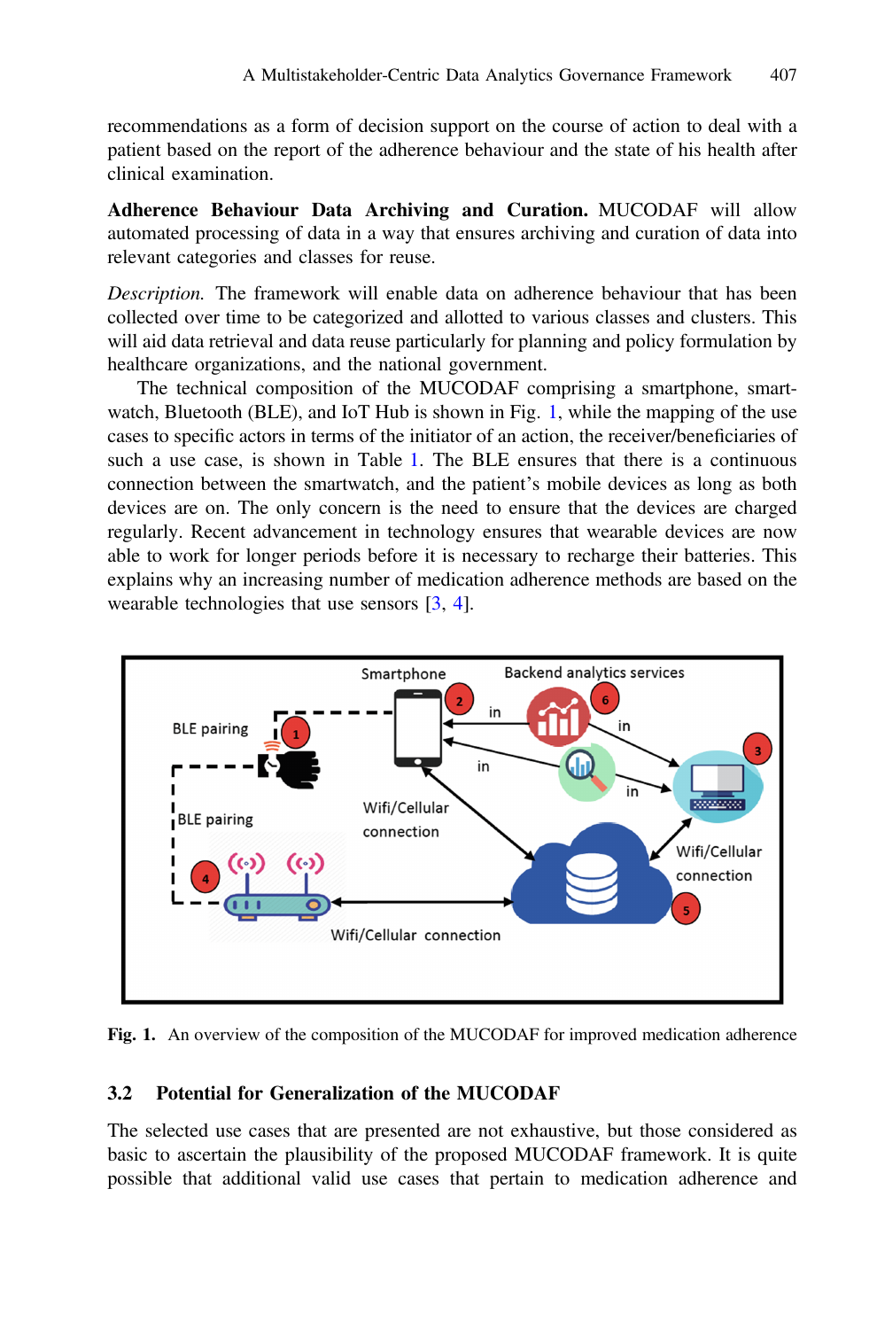recommendations as a form of decision support on the course of action to deal with a patient based on the report of the adherence behaviour and the state of his health after clinical examination.

**Adherence Behaviour Data Archiving and Curation.** MUCODAF will allow automated processing of data in a way that ensures archiving and curation of data into relevant categories and classes for reuse.

*Description.* The framework will enable data on adherence behaviour that has been collected over time to be categorized and allotted to various classes and clusters. This will aid data retrieval and data reuse particularly for planning and policy formulation by healthcare organizations, and the national government.

The technical composition of the MUCODAF comprising a smartphone, smartwatch, Bluetooth (BLE), and IoT Hub is shown in Fig. 1, while the mapping of the use cases to specific actors in terms of the initiator of an action, the receiver/beneficiaries of such a use case, is shown in Table 1. The BLE ensures that there is a continuous connection between the smartwatch, and the patient's mobile devices as long as both devices are on. The only concern is the need to ensure that the devices are charged regularly. Recent advancement in technology ensures that wearable devices are now able to work for longer periods before it is necessary to recharge their batteries. This explains why an increasing number of medication adherence methods are based on the wearable technologies that use sensors [3, 4].

**Fig. 1.** An overview of the composition of the MUCODAF for improved medication adherence

### 3.2 Potential for Generalization of the MUCODAF

The selected use cases that are presented are not exhaustive, but those considered as basic to ascertain the plausibility of the proposed MUCODAF framework. It is quite possible that additional valid use cases that pertain to medication adherence and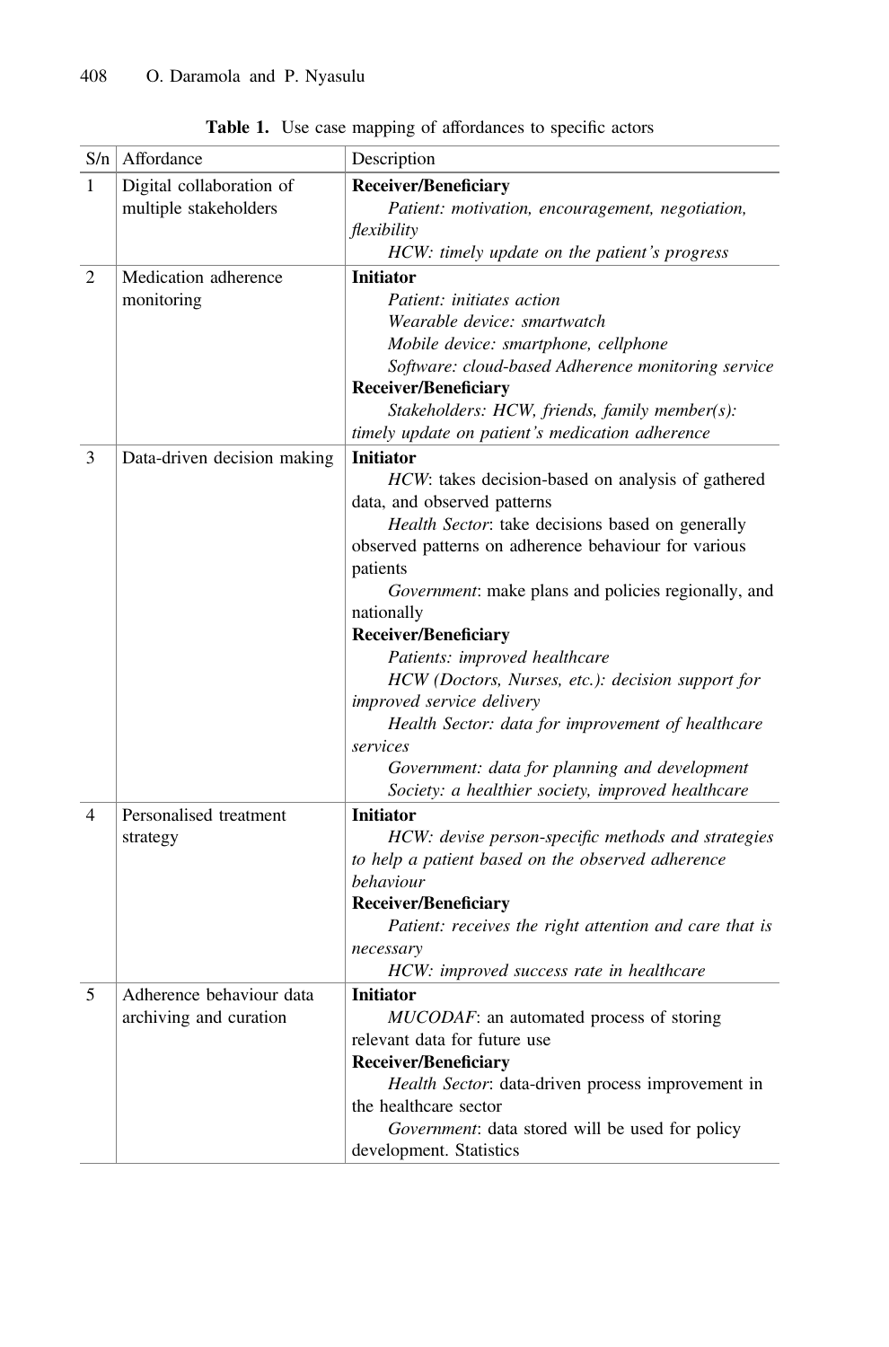**Table 1.** Use case mapping of affordances to specific actors

| S/n | Affordance | Description |
|---|---|---|
| 1 | Digital collaboration of multiple stakeholders | **Receiver/Beneficiary**<br>*Patient: motivation, encouragement, negotiation, flexibility*<br>*HCW: timely update on the patient's progress* |
| 2 | Medication adherence monitoring | **Initiator**<br>*Patient: initiates action*<br>*Wearable device: smartwatch*<br>*Mobile device: smartphone, cellphone*<br>*Software: cloud-based Adherence monitoring service*<br>**Receiver/Beneficiary**<br>*Stakeholders: HCW, friends, family member(s): timely update on patient's medication adherence* |
| 3 | Data-driven decision making | **Initiator**<br>*HCW*: takes decision-based on analysis of gathered data, and observed patterns<br>*Health Sector*: take decisions based on generally observed patterns on adherence behaviour for various patients<br>*Government*: make plans and policies regionally, and nationally<br>**Receiver/Beneficiary**<br>*Patients: improved healthcare*<br>*HCW (Doctors, Nurses, etc.): decision support for improved service delivery*<br>*Health Sector: data for improvement of healthcare services*<br>*Government: data for planning and development*<br>*Society: a healthier society, improved healthcare* |
| 4 | Personalised treatment strategy | **Initiator**<br>*HCW: devise person-specific methods and strategies to help a patient based on the observed adherence behaviour*<br>**Receiver/Beneficiary**<br>*Patient: receives the right attention and care that is necessary*<br>*HCW: improved success rate in healthcare* |
| 5 | Adherence behaviour data archiving and curation | **Initiator**<br>*MUCODAF*: an automated process of storing relevant data for future use<br>**Receiver/Beneficiary**<br>*Health Sector*: data-driven process improvement in the healthcare sector<br>*Government*: data stored will be used for policy development. Statistics |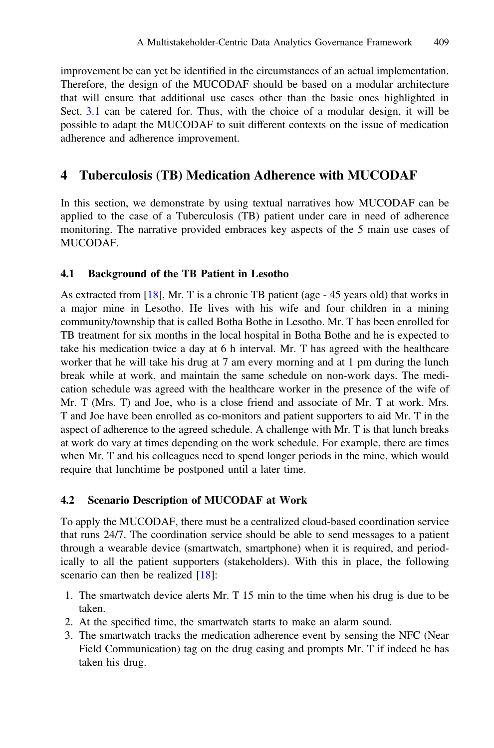improvement be can yet be identified in the circumstances of an actual implementation. Therefore, the design of the MUCODAF should be based on a modular architecture that will ensure that additional use cases other than the basic ones highlighted in Sect. 3.1 can be catered for. Thus, with the choice of a modular design, it will be possible to adapt the MUCODAF to suit different contexts on the issue of medication adherence and adherence improvement.

## 4 Tuberculosis (TB) Medication Adherence with MUCODAF

In this section, we demonstrate by using textual narratives how MUCODAF can be applied to the case of a Tuberculosis (TB) patient under care in need of adherence monitoring. The narrative provided embraces key aspects of the 5 main use cases of MUCODAF.

### 4.1 Background of the TB Patient in Lesotho

As extracted from [18], Mr. T is a chronic TB patient (age - 45 years old) that works in a major mine in Lesotho. He lives with his wife and four children in a mining community/township that is called Botha Bothe in Lesotho. Mr. T has been enrolled for TB treatment for six months in the local hospital in Botha Bothe and he is expected to take his medication twice a day at 6 h interval. Mr. T has agreed with the healthcare worker that he will take his drug at 7 am every morning and at 1 pm during the lunch break while at work, and maintain the same schedule on non-work days. The medication schedule was agreed with the healthcare worker in the presence of the wife of Mr. T (Mrs. T) and Joe, who is a close friend and associate of Mr. T at work. Mrs. T and Joe have been enrolled as co-monitors and patient supporters to aid Mr. T in the aspect of adherence to the agreed schedule. A challenge with Mr. T is that lunch breaks at work do vary at times depending on the work schedule. For example, there are times when Mr. T and his colleagues need to spend longer periods in the mine, which would require that lunchtime be postponed until a later time.

### 4.2 Scenario Description of MUCODAF at Work

To apply the MUCODAF, there must be a centralized cloud-based coordination service that runs 24/7. The coordination service should be able to send messages to a patient through a wearable device (smartwatch, smartphone) when it is required, and periodically to all the patient supporters (stakeholders). With this in place, the following scenario can then be realized [18]:

1. The smartwatch device alerts Mr. T 15 min to the time when his drug is due to be taken.
2. At the specified time, the smartwatch starts to make an alarm sound.
3. The smartwatch tracks the medication adherence event by sensing the NFC (Near Field Communication) tag on the drug casing and prompts Mr. T if indeed he has taken his drug.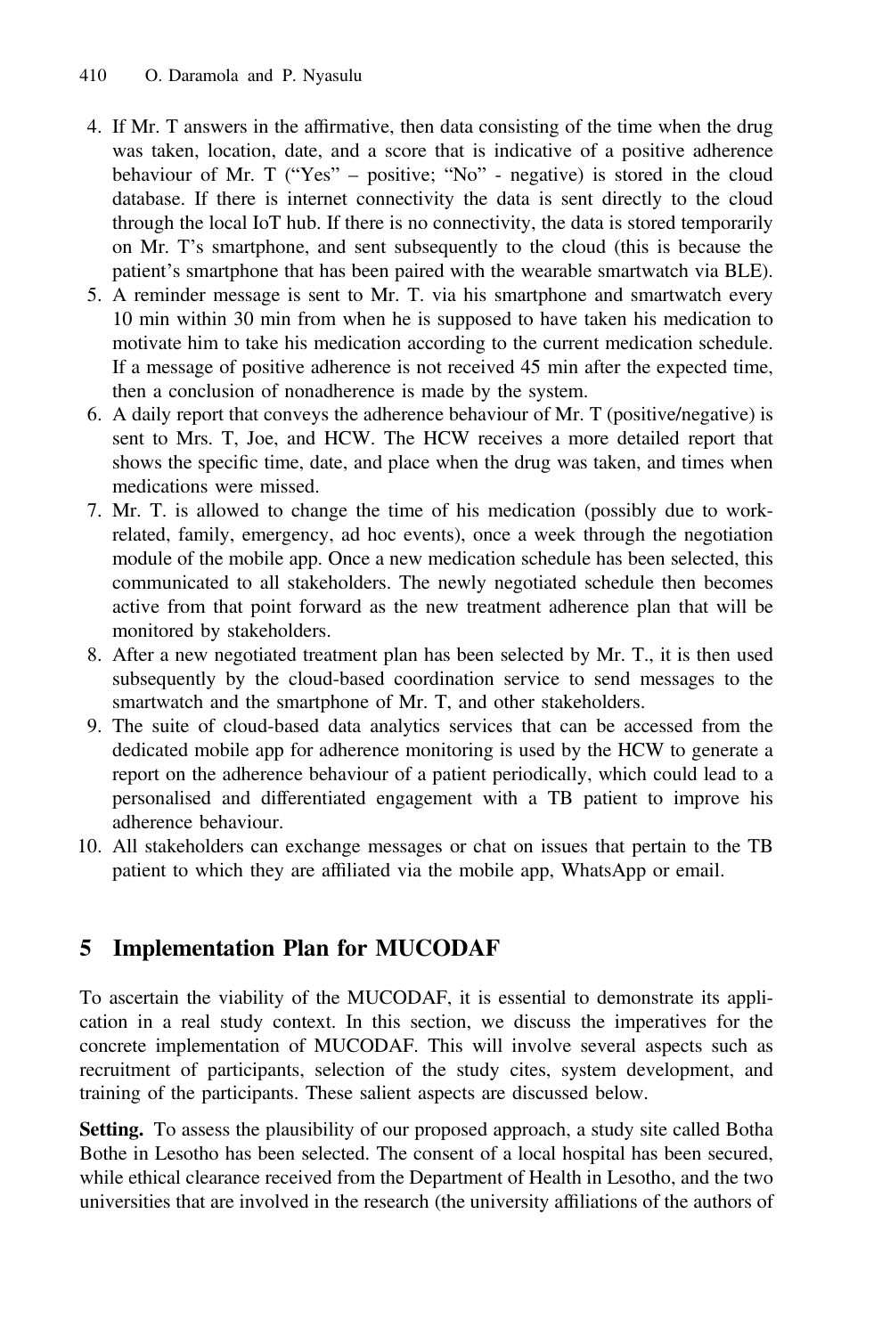4. If Mr. T answers in the affirmative, then data consisting of the time when the drug was taken, location, date, and a score that is indicative of a positive adherence behaviour of Mr. T ("Yes" – positive; "No" - negative) is stored in the cloud database. If there is internet connectivity the data is sent directly to the cloud through the local IoT hub. If there is no connectivity, the data is stored temporarily on Mr. T's smartphone, and sent subsequently to the cloud (this is because the patient's smartphone that has been paired with the wearable smartwatch via BLE).
5. A reminder message is sent to Mr. T. via his smartphone and smartwatch every 10 min within 30 min from when he is supposed to have taken his medication to motivate him to take his medication according to the current medication schedule. If a message of positive adherence is not received 45 min after the expected time, then a conclusion of nonadherence is made by the system.
6. A daily report that conveys the adherence behaviour of Mr. T (positive/negative) is sent to Mrs. T, Joe, and HCW. The HCW receives a more detailed report that shows the specific time, date, and place when the drug was taken, and times when medications were missed.
7. Mr. T. is allowed to change the time of his medication (possibly due to work-related, family, emergency, ad hoc events), once a week through the negotiation module of the mobile app. Once a new medication schedule has been selected, this communicated to all stakeholders. The newly negotiated schedule then becomes active from that point forward as the new treatment adherence plan that will be monitored by stakeholders.
8. After a new negotiated treatment plan has been selected by Mr. T., it is then used subsequently by the cloud-based coordination service to send messages to the smartwatch and the smartphone of Mr. T, and other stakeholders.
9. The suite of cloud-based data analytics services that can be accessed from the dedicated mobile app for adherence monitoring is used by the HCW to generate a report on the adherence behaviour of a patient periodically, which could lead to a personalised and differentiated engagement with a TB patient to improve his adherence behaviour.
10. All stakeholders can exchange messages or chat on issues that pertain to the TB patient to which they are affiliated via the mobile app, WhatsApp or email.

## 5 Implementation Plan for MUCODAF

To ascertain the viability of the MUCODAF, it is essential to demonstrate its application in a real study context. In this section, we discuss the imperatives for the concrete implementation of MUCODAF. This will involve several aspects such as recruitment of participants, selection of the study cites, system development, and training of the participants. These salient aspects are discussed below.

**Setting.** To assess the plausibility of our proposed approach, a study site called Botha Bothe in Lesotho has been selected. The consent of a local hospital has been secured, while ethical clearance received from the Department of Health in Lesotho, and the two universities that are involved in the research (the university affiliations of the authors of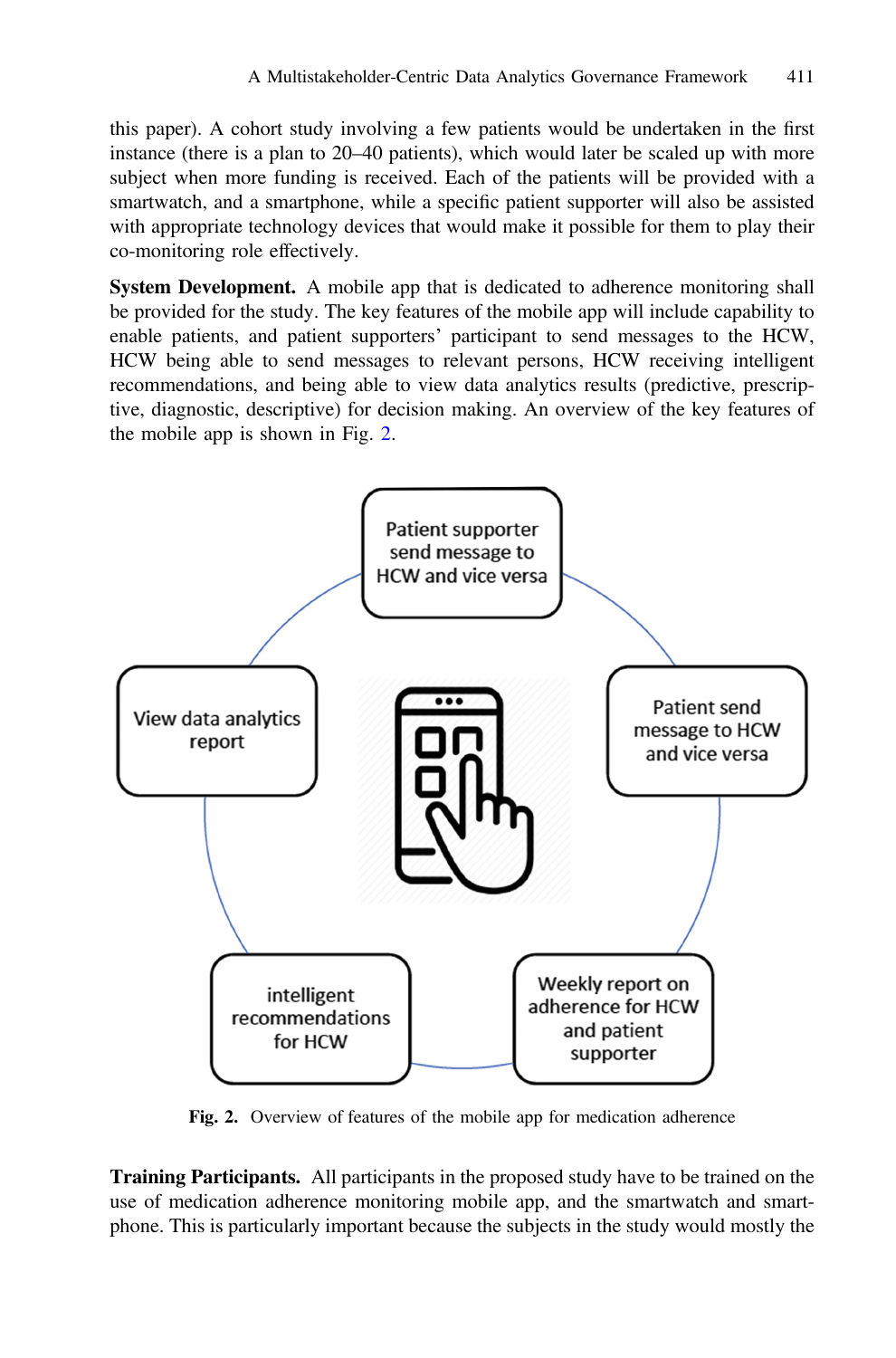this paper). A cohort study involving a few patients would be undertaken in the first instance (there is a plan to 20–40 patients), which would later be scaled up with more subject when more funding is received. Each of the patients will be provided with a smartwatch, and a smartphone, while a specific patient supporter will also be assisted with appropriate technology devices that would make it possible for them to play their co-monitoring role effectively.

**System Development.** A mobile app that is dedicated to adherence monitoring shall be provided for the study. The key features of the mobile app will include capability to enable patients, and patient supporters' participant to send messages to the HCW, HCW being able to send messages to relevant persons, HCW receiving intelligent recommendations, and being able to view data analytics results (predictive, prescriptive, diagnostic, descriptive) for decision making. An overview of the key features of the mobile app is shown in Fig. 2.

Patient supporter send message to HCW and vice versa

Patient send message to HCW and vice versa

Weekly report on adherence for HCW and patient supporter

intelligent recommendations for HCW

View data analytics report

**Fig. 2.** Overview of features of the mobile app for medication adherence

**Training Participants.** All participants in the proposed study have to be trained on the use of medication adherence monitoring mobile app, and the smartwatch and smartphone. This is particularly important because the subjects in the study would mostly the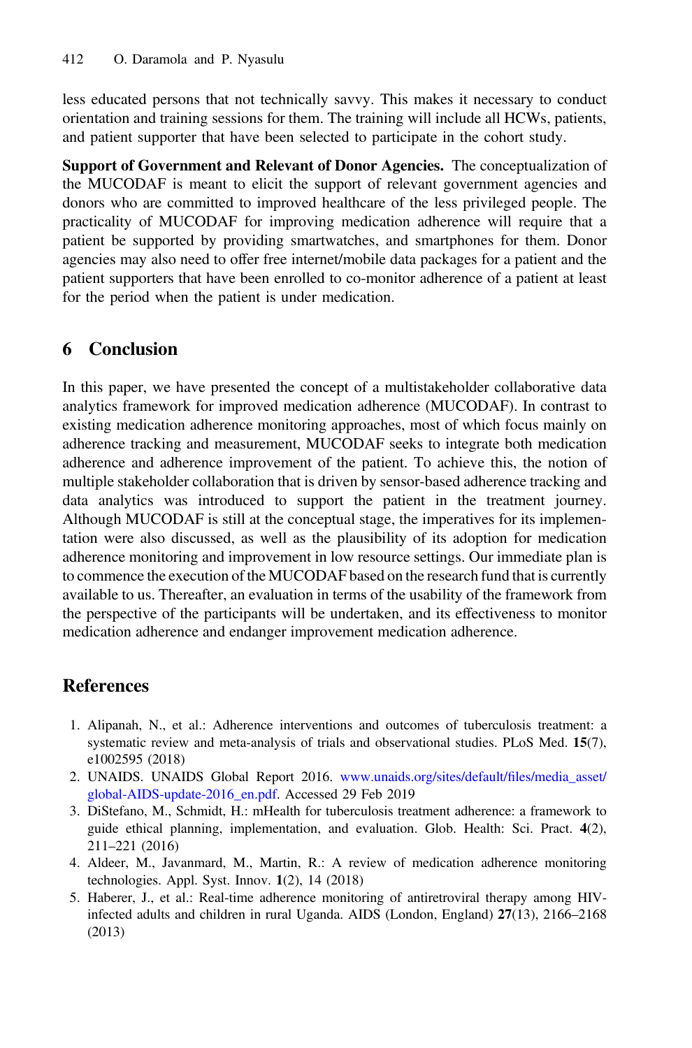less educated persons that not technically savvy. This makes it necessary to conduct orientation and training sessions for them. The training will include all HCWs, patients, and patient supporter that have been selected to participate in the cohort study.

**Support of Government and Relevant of Donor Agencies.** The conceptualization of the MUCODAF is meant to elicit the support of relevant government agencies and donors who are committed to improved healthcare of the less privileged people. The practicality of MUCODAF for improving medication adherence will require that a patient be supported by providing smartwatches, and smartphones for them. Donor agencies may also need to offer free internet/mobile data packages for a patient and the patient supporters that have been enrolled to co-monitor adherence of a patient at least for the period when the patient is under medication.

## 6 Conclusion

In this paper, we have presented the concept of a multistakeholder collaborative data analytics framework for improved medication adherence (MUCODAF). In contrast to existing medication adherence monitoring approaches, most of which focus mainly on adherence tracking and measurement, MUCODAF seeks to integrate both medication adherence and adherence improvement of the patient. To achieve this, the notion of multiple stakeholder collaboration that is driven by sensor-based adherence tracking and data analytics was introduced to support the patient in the treatment journey. Although MUCODAF is still at the conceptual stage, the imperatives for its implementation were also discussed, as well as the plausibility of its adoption for medication adherence monitoring and improvement in low resource settings. Our immediate plan is to commence the execution of the MUCODAF based on the research fund that is currently available to us. Thereafter, an evaluation in terms of the usability of the framework from the perspective of the participants will be undertaken, and its effectiveness to monitor medication adherence and endanger improvement medication adherence.

## References

1. Alipanah, N., et al.: Adherence interventions and outcomes of tuberculosis treatment: a systematic review and meta-analysis of trials and observational studies. PLoS Med. **15**(7), e1002595 (2018)
2. UNAIDS. UNAIDS Global Report 2016. www.unaids.org/sites/default/files/media_asset/global-AIDS-update-2016_en.pdf. Accessed 29 Feb 2019
3. DiStefano, M., Schmidt, H.: mHealth for tuberculosis treatment adherence: a framework to guide ethical planning, implementation, and evaluation. Glob. Health: Sci. Pract. **4**(2), 211–221 (2016)
4. Aldeer, M., Javanmard, M., Martin, R.: A review of medication adherence monitoring technologies. Appl. Syst. Innov. **1**(2), 14 (2018)
5. Haberer, J., et al.: Real-time adherence monitoring of antiretroviral therapy among HIV-infected adults and children in rural Uganda. AIDS (London, England) **27**(13), 2166–2168 (2013)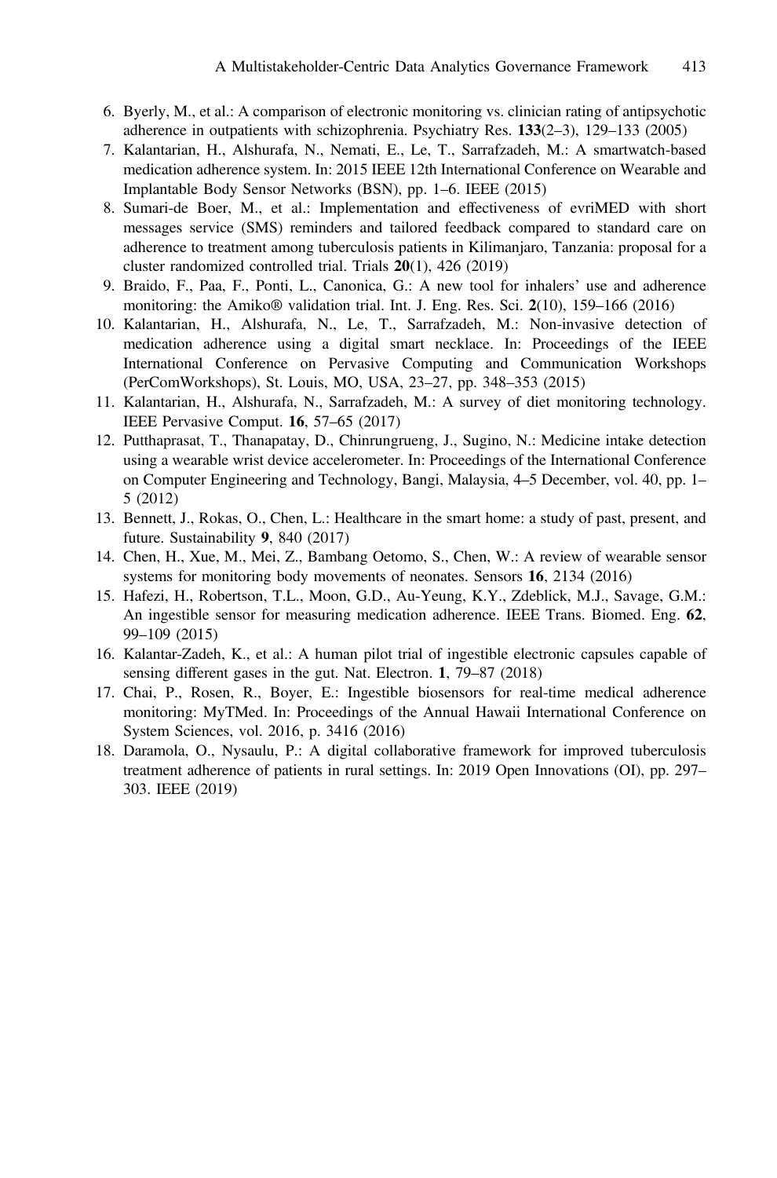6. Byerly, M., et al.: A comparison of electronic monitoring vs. clinician rating of antipsychotic adherence in outpatients with schizophrenia. Psychiatry Res. **133**(2–3), 129–133 (2005)
7. Kalantarian, H., Alshurafa, N., Nemati, E., Le, T., Sarrafzadeh, M.: A smartwatch-based medication adherence system. In: 2015 IEEE 12th International Conference on Wearable and Implantable Body Sensor Networks (BSN), pp. 1–6. IEEE (2015)
8. Sumari-de Boer, M., et al.: Implementation and effectiveness of evriMED with short messages service (SMS) reminders and tailored feedback compared to standard care on adherence to treatment among tuberculosis patients in Kilimanjaro, Tanzania: proposal for a cluster randomized controlled trial. Trials **20**(1), 426 (2019)
9. Braido, F., Paa, F., Ponti, L., Canonica, G.: A new tool for inhalers' use and adherence monitoring: the Amiko® validation trial. Int. J. Eng. Res. Sci. **2**(10), 159–166 (2016)
10. Kalantarian, H., Alshurafa, N., Le, T., Sarrafzadeh, M.: Non-invasive detection of medication adherence using a digital smart necklace. In: Proceedings of the IEEE International Conference on Pervasive Computing and Communication Workshops (PerComWorkshops), St. Louis, MO, USA, 23–27, pp. 348–353 (2015)
11. Kalantarian, H., Alshurafa, N., Sarrafzadeh, M.: A survey of diet monitoring technology. IEEE Pervasive Comput. **16**, 57–65 (2017)
12. Putthaprasat, T., Thanapatay, D., Chinrungrueng, J., Sugino, N.: Medicine intake detection using a wearable wrist device accelerometer. In: Proceedings of the International Conference on Computer Engineering and Technology, Bangi, Malaysia, 4–5 December, vol. 40, pp. 1–5 (2012)
13. Bennett, J., Rokas, O., Chen, L.: Healthcare in the smart home: a study of past, present, and future. Sustainability **9**, 840 (2017)
14. Chen, H., Xue, M., Mei, Z., Bambang Oetomo, S., Chen, W.: A review of wearable sensor systems for monitoring body movements of neonates. Sensors **16**, 2134 (2016)
15. Hafezi, H., Robertson, T.L., Moon, G.D., Au-Yeung, K.Y., Zdeblick, M.J., Savage, G.M.: An ingestible sensor for measuring medication adherence. IEEE Trans. Biomed. Eng. **62**, 99–109 (2015)
16. Kalantar-Zadeh, K., et al.: A human pilot trial of ingestible electronic capsules capable of sensing different gases in the gut. Nat. Electron. **1**, 79–87 (2018)
17. Chai, P., Rosen, R., Boyer, E.: Ingestible biosensors for real-time medical adherence monitoring: MyTMed. In: Proceedings of the Annual Hawaii International Conference on System Sciences, vol. 2016, p. 3416 (2016)
18. Daramola, O., Nysaulu, P.: A digital collaborative framework for improved tuberculosis treatment adherence of patients in rural settings. In: 2019 Open Innovations (OI), pp. 297–303. IEEE (2019)